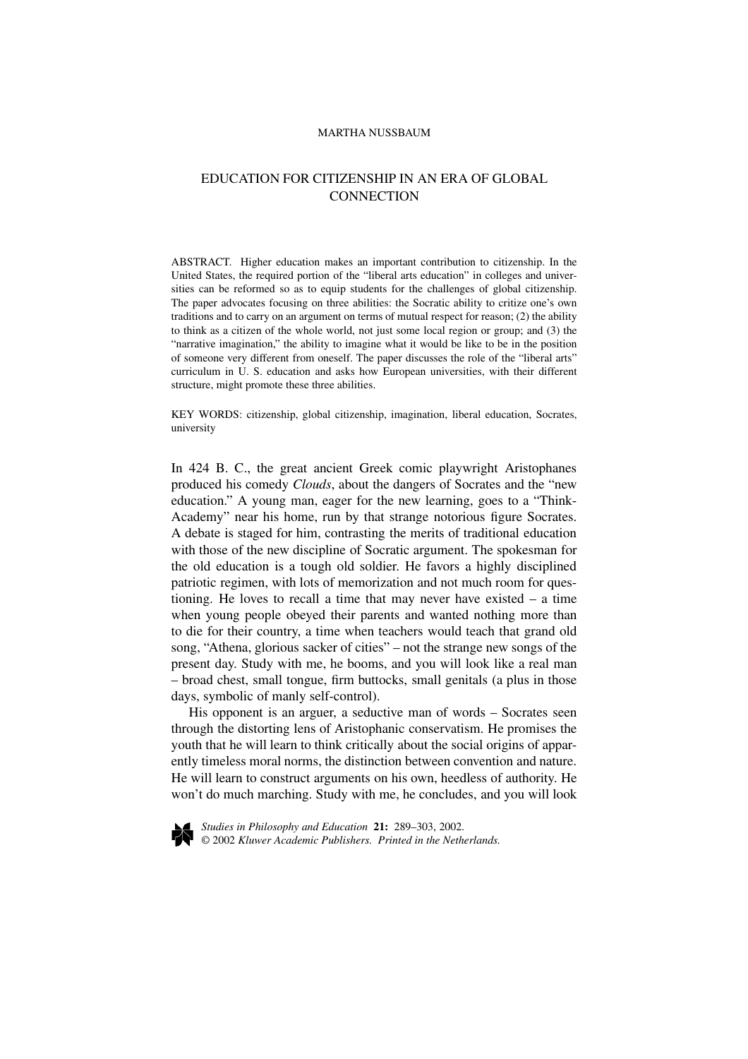MARTHA NUSSBAUM

# EDUCATION FOR CITIZENSHIP IN AN ERA OF GLOBAL CONNECTION

ABSTRACT. Higher education makes an important contribution to citizenship. In the United States, the required portion of the "liberal arts education" in colleges and universities can be reformed so as to equip students for the challenges of global citizenship. The paper advocates focusing on three abilities: the Socratic ability to critize one's own traditions and to carry on an argument on terms of mutual respect for reason; (2) the ability to think as a citizen of the whole world, not just some local region or group; and (3) the "narrative imagination," the ability to imagine what it would be like to be in the position of someone very different from oneself. The paper discusses the role of the "liberal arts" curriculum in U. S. education and asks how European universities, with their different structure, might promote these three abilities.

KEY WORDS: citizenship, global citizenship, imagination, liberal education, Socrates, university

In 424 B. C., the great ancient Greek comic playwright Aristophanes produced his comedy *Clouds*, about the dangers of Socrates and the "new education." A young man, eager for the new learning, goes to a "Think-Academy" near his home, run by that strange notorious figure Socrates. A debate is staged for him, contrasting the merits of traditional education with those of the new discipline of Socratic argument. The spokesman for the old education is a tough old soldier. He favors a highly disciplined patriotic regimen, with lots of memorization and not much room for questioning. He loves to recall a time that may never have existed – a time when young people obeyed their parents and wanted nothing more than to die for their country, a time when teachers would teach that grand old song, "Athena, glorious sacker of cities" – not the strange new songs of the present day. Study with me, he booms, and you will look like a real man – broad chest, small tongue, firm buttocks, small genitals (a plus in those days, symbolic of manly self-control).

His opponent is an arguer, a seductive man of words – Socrates seen through the distorting lens of Aristophanic conservatism. He promises the youth that he will learn to think critically about the social origins of apparently timeless moral norms, the distinction between convention and nature. He will learn to construct arguments on his own, heedless of authority. He won't do much marching. Study with me, he concludes, and you will look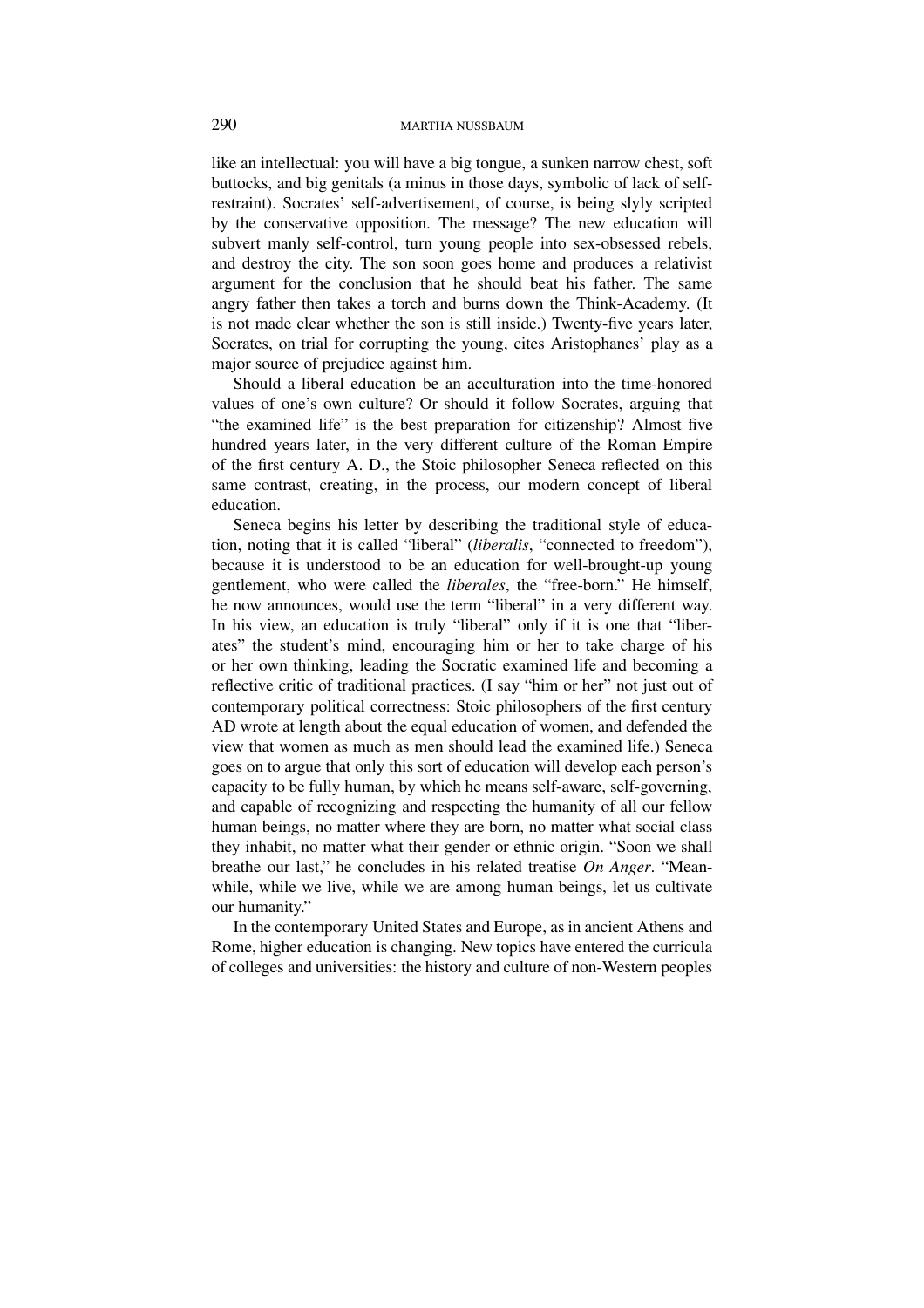like an intellectual: you will have a big tongue, a sunken narrow chest, soft buttocks, and big genitals (a minus in those days, symbolic of lack of self-restraint). Socrates' self-advertisement, of course, is being slyly scripted by the conservative opposition. The message? The new education will subvert manly self-control, turn young people into sex-obsessed rebels, and destroy the city. The son soon goes home and produces a relativist argument for the conclusion that he should beat his father. The same angry father then takes a torch and burns down the Think-Academy. (It is not made clear whether the son is still inside.) Twenty-five years later, Socrates, on trial for corrupting the young, cites Aristophanes' play as a major source of prejudice against him.

Should a liberal education be an acculturation into the time-honored values of one's own culture? Or should it follow Socrates, arguing that "the examined life" is the best preparation for citizenship? Almost five hundred years later, in the very different culture of the Roman Empire of the first century A. D., the Stoic philosopher Seneca reflected on this same contrast, creating, in the process, our modern concept of liberal education.

Seneca begins his letter by describing the traditional style of education, noting that it is called "liberal" (*liberalis*, "connected to freedom"), because it is understood to be an education for well-brought-up young gentlement, who were called the *liberales*, the "free-born." He himself, he now announces, would use the term "liberal" in a very different way. In his view, an education is truly "liberal" only if it is one that "liberates" the student's mind, encouraging him or her to take charge of his or her own thinking, leading the Socratic examined life and becoming a reflective critic of traditional practices. (I say "him or her" not just out of contemporary political correctness: Stoic philosophers of the first century AD wrote at length about the equal education of women, and defended the view that women as much as men should lead the examined life.) Seneca goes on to argue that only this sort of education will develop each person's capacity to be fully human, by which he means self-aware, self-governing, and capable of recognizing and respecting the humanity of all our fellow human beings, no matter where they are born, no matter what social class they inhabit, no matter what their gender or ethnic origin. "Soon we shall breathe our last," he concludes in his related treatise *On Anger*. "Meanwhile, while we live, while we are among human beings, let us cultivate our humanity."

In the contemporary United States and Europe, as in ancient Athens and Rome, higher education is changing. New topics have entered the curricula of colleges and universities: the history and culture of non-Western peoples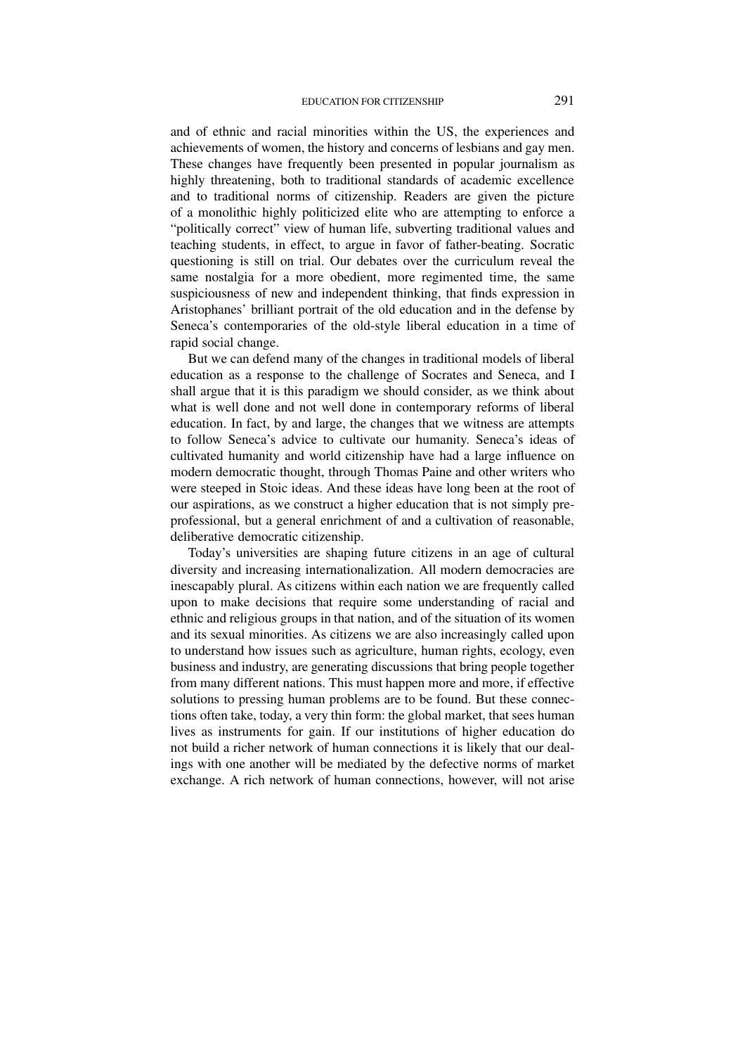and of ethnic and racial minorities within the US, the experiences and achievements of women, the history and concerns of lesbians and gay men. These changes have frequently been presented in popular journalism as highly threatening, both to traditional standards of academic excellence and to traditional norms of citizenship. Readers are given the picture of a monolithic highly politicized elite who are attempting to enforce a "politically correct" view of human life, subverting traditional values and teaching students, in effect, to argue in favor of father-beating. Socratic questioning is still on trial. Our debates over the curriculum reveal the same nostalgia for a more obedient, more regimented time, the same suspiciousness of new and independent thinking, that finds expression in Aristophanes' brilliant portrait of the old education and in the defense by Seneca's contemporaries of the old-style liberal education in a time of rapid social change.

But we can defend many of the changes in traditional models of liberal education as a response to the challenge of Socrates and Seneca, and I shall argue that it is this paradigm we should consider, as we think about what is well done and not well done in contemporary reforms of liberal education. In fact, by and large, the changes that we witness are attempts to follow Seneca's advice to cultivate our humanity. Seneca's ideas of cultivated humanity and world citizenship have had a large influence on modern democratic thought, through Thomas Paine and other writers who were steeped in Stoic ideas. And these ideas have long been at the root of our aspirations, as we construct a higher education that is not simply pre-professional, but a general enrichment of and a cultivation of reasonable, deliberative democratic citizenship.

Today's universities are shaping future citizens in an age of cultural diversity and increasing internationalization. All modern democracies are inescapably plural. As citizens within each nation we are frequently called upon to make decisions that require some understanding of racial and ethnic and religious groups in that nation, and of the situation of its women and its sexual minorities. As citizens we are also increasingly called upon to understand how issues such as agriculture, human rights, ecology, even business and industry, are generating discussions that bring people together from many different nations. This must happen more and more, if effective solutions to pressing human problems are to be found. But these connections often take, today, a very thin form: the global market, that sees human lives as instruments for gain. If our institutions of higher education do not build a richer network of human connections it is likely that our dealings with one another will be mediated by the defective norms of market exchange. A rich network of human connections, however, will not arise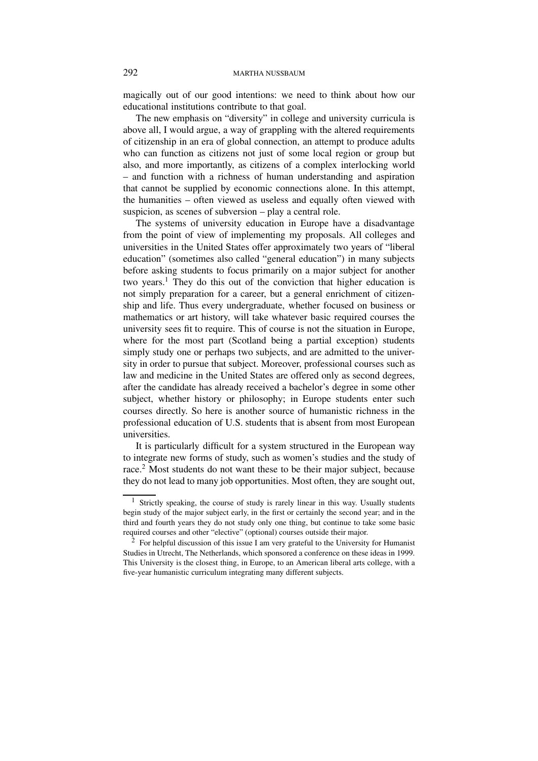magically out of our good intentions: we need to think about how our educational institutions contribute to that goal.

The new emphasis on "diversity" in college and university curricula is above all, I would argue, a way of grappling with the altered requirements of citizenship in an era of global connection, an attempt to produce adults who can function as citizens not just of some local region or group but also, and more importantly, as citizens of a complex interlocking world – and function with a richness of human understanding and aspiration that cannot be supplied by economic connections alone. In this attempt, the humanities – often viewed as useless and equally often viewed with suspicion, as scenes of subversion – play a central role.

The systems of university education in Europe have a disadvantage from the point of view of implementing my proposals. All colleges and universities in the United States offer approximately two years of "liberal education" (sometimes also called "general education") in many subjects before asking students to focus primarily on a major subject for another two years.[1] They do this out of the conviction that higher education is not simply preparation for a career, but a general enrichment of citizenship and life. Thus every undergraduate, whether focused on business or mathematics or art history, will take whatever basic required courses the university sees fit to require. This of course is not the situation in Europe, where for the most part (Scotland being a partial exception) students simply study one or perhaps two subjects, and are admitted to the university in order to pursue that subject. Moreover, professional courses such as law and medicine in the United States are offered only as second degrees, after the candidate has already received a bachelor's degree in some other subject, whether history or philosophy; in Europe students enter such courses directly. So here is another source of humanistic richness in the professional education of U.S. students that is absent from most European universities.

It is particularly difficult for a system structured in the European way to integrate new forms of study, such as women's studies and the study of race.[2] Most students do not want these to be their major subject, because they do not lead to many job opportunities. Most often, they are sought out,

---

[1] Strictly speaking, the course of study is rarely linear in this way. Usually students begin study of the major subject early, in the first or certainly the second year; and in the third and fourth years they do not study only one thing, but continue to take some basic required courses and other "elective" (optional) courses outside their major.

[2] For helpful discussion of this issue I am very grateful to the University for Humanist Studies in Utrecht, The Netherlands, which sponsored a conference on these ideas in 1999. This University is the closest thing, in Europe, to an American liberal arts college, with a five-year humanistic curriculum integrating many different subjects.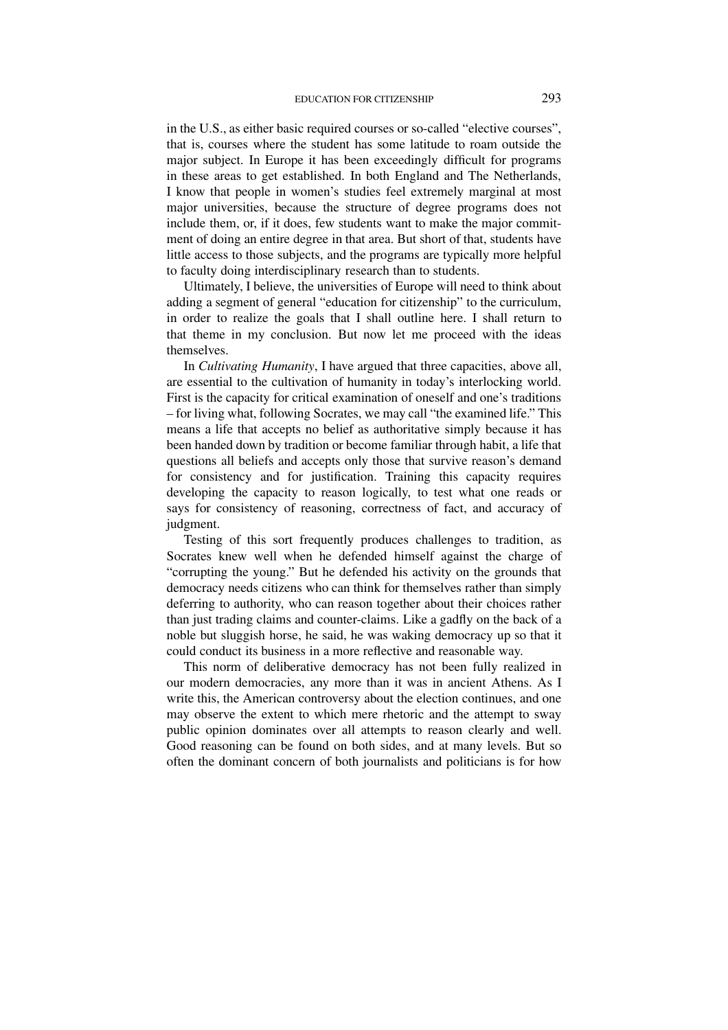in the U.S., as either basic required courses or so-called "elective courses", that is, courses where the student has some latitude to roam outside the major subject. In Europe it has been exceedingly difficult for programs in these areas to get established. In both England and The Netherlands, I know that people in women's studies feel extremely marginal at most major universities, because the structure of degree programs does not include them, or, if it does, few students want to make the major commitment of doing an entire degree in that area. But short of that, students have little access to those subjects, and the programs are typically more helpful to faculty doing interdisciplinary research than to students.

Ultimately, I believe, the universities of Europe will need to think about adding a segment of general "education for citizenship" to the curriculum, in order to realize the goals that I shall outline here. I shall return to that theme in my conclusion. But now let me proceed with the ideas themselves.

In *Cultivating Humanity*, I have argued that three capacities, above all, are essential to the cultivation of humanity in today's interlocking world. First is the capacity for critical examination of oneself and one's traditions – for living what, following Socrates, we may call "the examined life." This means a life that accepts no belief as authoritative simply because it has been handed down by tradition or become familiar through habit, a life that questions all beliefs and accepts only those that survive reason's demand for consistency and for justification. Training this capacity requires developing the capacity to reason logically, to test what one reads or says for consistency of reasoning, correctness of fact, and accuracy of judgment.

Testing of this sort frequently produces challenges to tradition, as Socrates knew well when he defended himself against the charge of "corrupting the young." But he defended his activity on the grounds that democracy needs citizens who can think for themselves rather than simply deferring to authority, who can reason together about their choices rather than just trading claims and counter-claims. Like a gadfly on the back of a noble but sluggish horse, he said, he was waking democracy up so that it could conduct its business in a more reflective and reasonable way.

This norm of deliberative democracy has not been fully realized in our modern democracies, any more than it was in ancient Athens. As I write this, the American controversy about the election continues, and one may observe the extent to which mere rhetoric and the attempt to sway public opinion dominates over all attempts to reason clearly and well. Good reasoning can be found on both sides, and at many levels. But so often the dominant concern of both journalists and politicians is for how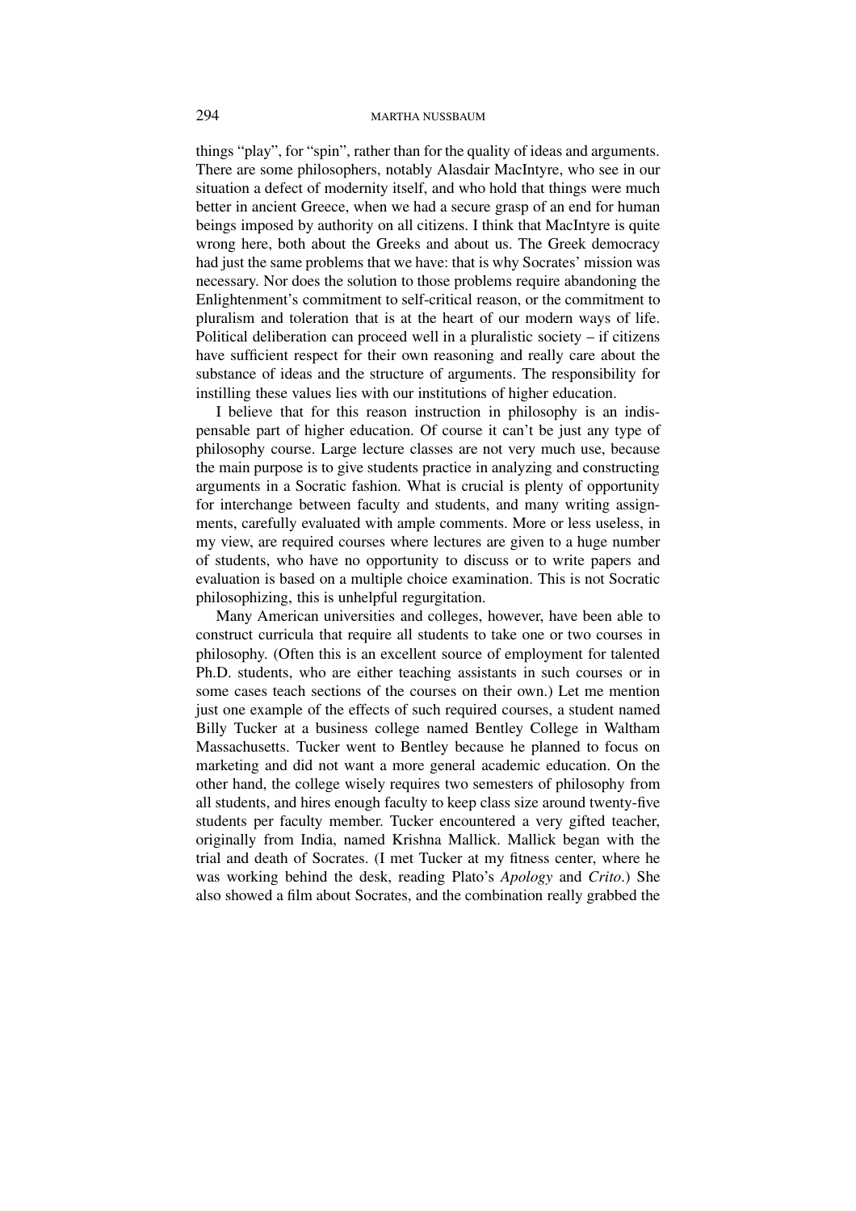things "play", for "spin", rather than for the quality of ideas and arguments. There are some philosophers, notably Alasdair MacIntyre, who see in our situation a defect of modernity itself, and who hold that things were much better in ancient Greece, when we had a secure grasp of an end for human beings imposed by authority on all citizens. I think that MacIntyre is quite wrong here, both about the Greeks and about us. The Greek democracy had just the same problems that we have: that is why Socrates' mission was necessary. Nor does the solution to those problems require abandoning the Enlightenment's commitment to self-critical reason, or the commitment to pluralism and toleration that is at the heart of our modern ways of life. Political deliberation can proceed well in a pluralistic society – if citizens have sufficient respect for their own reasoning and really care about the substance of ideas and the structure of arguments. The responsibility for instilling these values lies with our institutions of higher education.

I believe that for this reason instruction in philosophy is an indispensable part of higher education. Of course it can't be just any type of philosophy course. Large lecture classes are not very much use, because the main purpose is to give students practice in analyzing and constructing arguments in a Socratic fashion. What is crucial is plenty of opportunity for interchange between faculty and students, and many writing assignments, carefully evaluated with ample comments. More or less useless, in my view, are required courses where lectures are given to a huge number of students, who have no opportunity to discuss or to write papers and evaluation is based on a multiple choice examination. This is not Socratic philosophizing, this is unhelpful regurgitation.

Many American universities and colleges, however, have been able to construct curricula that require all students to take one or two courses in philosophy. (Often this is an excellent source of employment for talented Ph.D. students, who are either teaching assistants in such courses or in some cases teach sections of the courses on their own.) Let me mention just one example of the effects of such required courses, a student named Billy Tucker at a business college named Bentley College in Waltham Massachusetts. Tucker went to Bentley because he planned to focus on marketing and did not want a more general academic education. On the other hand, the college wisely requires two semesters of philosophy from all students, and hires enough faculty to keep class size around twenty-five students per faculty member. Tucker encountered a very gifted teacher, originally from India, named Krishna Mallick. Mallick began with the trial and death of Socrates. (I met Tucker at my fitness center, where he was working behind the desk, reading Plato's *Apology* and *Crito*.) She also showed a film about Socrates, and the combination really grabbed the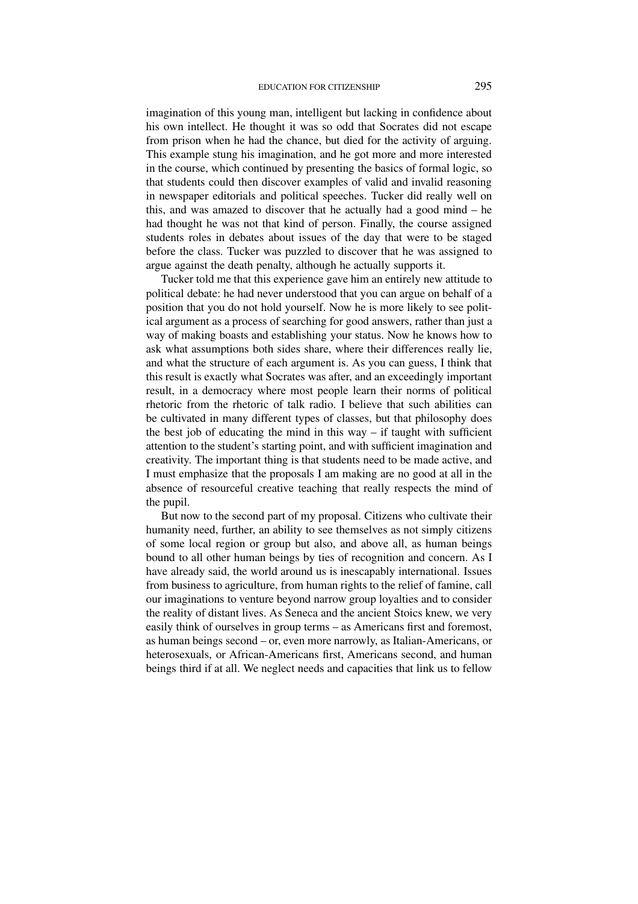imagination of this young man, intelligent but lacking in confidence about his own intellect. He thought it was so odd that Socrates did not escape from prison when he had the chance, but died for the activity of arguing. This example stung his imagination, and he got more and more interested in the course, which continued by presenting the basics of formal logic, so that students could then discover examples of valid and invalid reasoning in newspaper editorials and political speeches. Tucker did really well on this, and was amazed to discover that he actually had a good mind – he had thought he was not that kind of person. Finally, the course assigned students roles in debates about issues of the day that were to be staged before the class. Tucker was puzzled to discover that he was assigned to argue against the death penalty, although he actually supports it.

Tucker told me that this experience gave him an entirely new attitude to political debate: he had never understood that you can argue on behalf of a position that you do not hold yourself. Now he is more likely to see political argument as a process of searching for good answers, rather than just a way of making boasts and establishing your status. Now he knows how to ask what assumptions both sides share, where their differences really lie, and what the structure of each argument is. As you can guess, I think that this result is exactly what Socrates was after, and an exceedingly important result, in a democracy where most people learn their norms of political rhetoric from the rhetoric of talk radio. I believe that such abilities can be cultivated in many different types of classes, but that philosophy does the best job of educating the mind in this way – if taught with sufficient attention to the student's starting point, and with sufficient imagination and creativity. The important thing is that students need to be made active, and I must emphasize that the proposals I am making are no good at all in the absence of resourceful creative teaching that really respects the mind of the pupil.

But now to the second part of my proposal. Citizens who cultivate their humanity need, further, an ability to see themselves as not simply citizens of some local region or group but also, and above all, as human beings bound to all other human beings by ties of recognition and concern. As I have already said, the world around us is inescapably international. Issues from business to agriculture, from human rights to the relief of famine, call our imaginations to venture beyond narrow group loyalties and to consider the reality of distant lives. As Seneca and the ancient Stoics knew, we very easily think of ourselves in group terms – as Americans first and foremost, as human beings second – or, even more narrowly, as Italian-Americans, or heterosexuals, or African-Americans first, Americans second, and human beings third if at all. We neglect needs and capacities that link us to fellow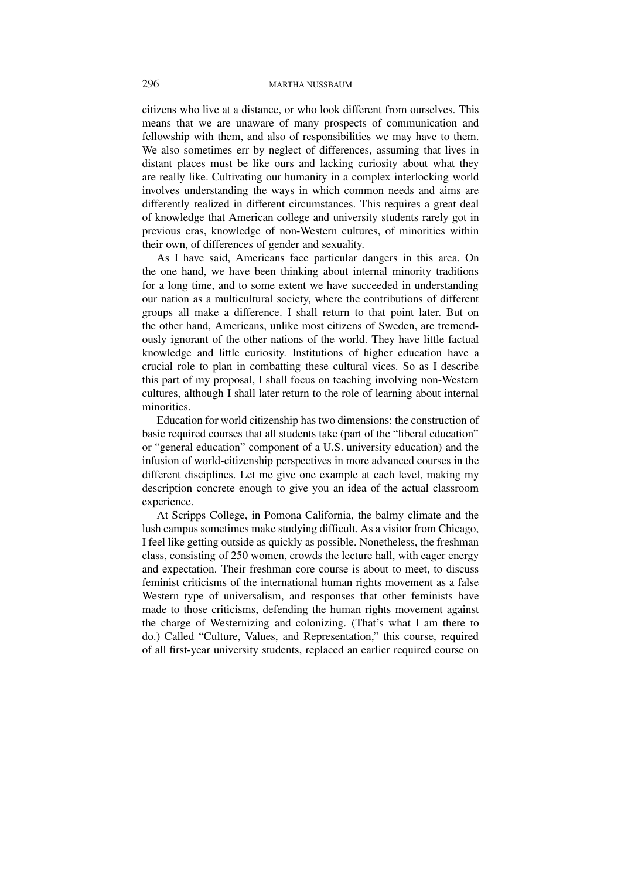citizens who live at a distance, or who look different from ourselves. This means that we are unaware of many prospects of communication and fellowship with them, and also of responsibilities we may have to them. We also sometimes err by neglect of differences, assuming that lives in distant places must be like ours and lacking curiosity about what they are really like. Cultivating our humanity in a complex interlocking world involves understanding the ways in which common needs and aims are differently realized in different circumstances. This requires a great deal of knowledge that American college and university students rarely got in previous eras, knowledge of non-Western cultures, of minorities within their own, of differences of gender and sexuality.

As I have said, Americans face particular dangers in this area. On the one hand, we have been thinking about internal minority traditions for a long time, and to some extent we have succeeded in understanding our nation as a multicultural society, where the contributions of different groups all make a difference. I shall return to that point later. But on the other hand, Americans, unlike most citizens of Sweden, are tremendously ignorant of the other nations of the world. They have little factual knowledge and little curiosity. Institutions of higher education have a crucial role to plan in combatting these cultural vices. So as I describe this part of my proposal, I shall focus on teaching involving non-Western cultures, although I shall later return to the role of learning about internal minorities.

Education for world citizenship has two dimensions: the construction of basic required courses that all students take (part of the "liberal education" or "general education" component of a U.S. university education) and the infusion of world-citizenship perspectives in more advanced courses in the different disciplines. Let me give one example at each level, making my description concrete enough to give you an idea of the actual classroom experience.

At Scripps College, in Pomona California, the balmy climate and the lush campus sometimes make studying difficult. As a visitor from Chicago, I feel like getting outside as quickly as possible. Nonetheless, the freshman class, consisting of 250 women, crowds the lecture hall, with eager energy and expectation. Their freshman core course is about to meet, to discuss feminist criticisms of the international human rights movement as a false Western type of universalism, and responses that other feminists have made to those criticisms, defending the human rights movement against the charge of Westernizing and colonizing. (That's what I am there to do.) Called "Culture, Values, and Representation," this course, required of all first-year university students, replaced an earlier required course on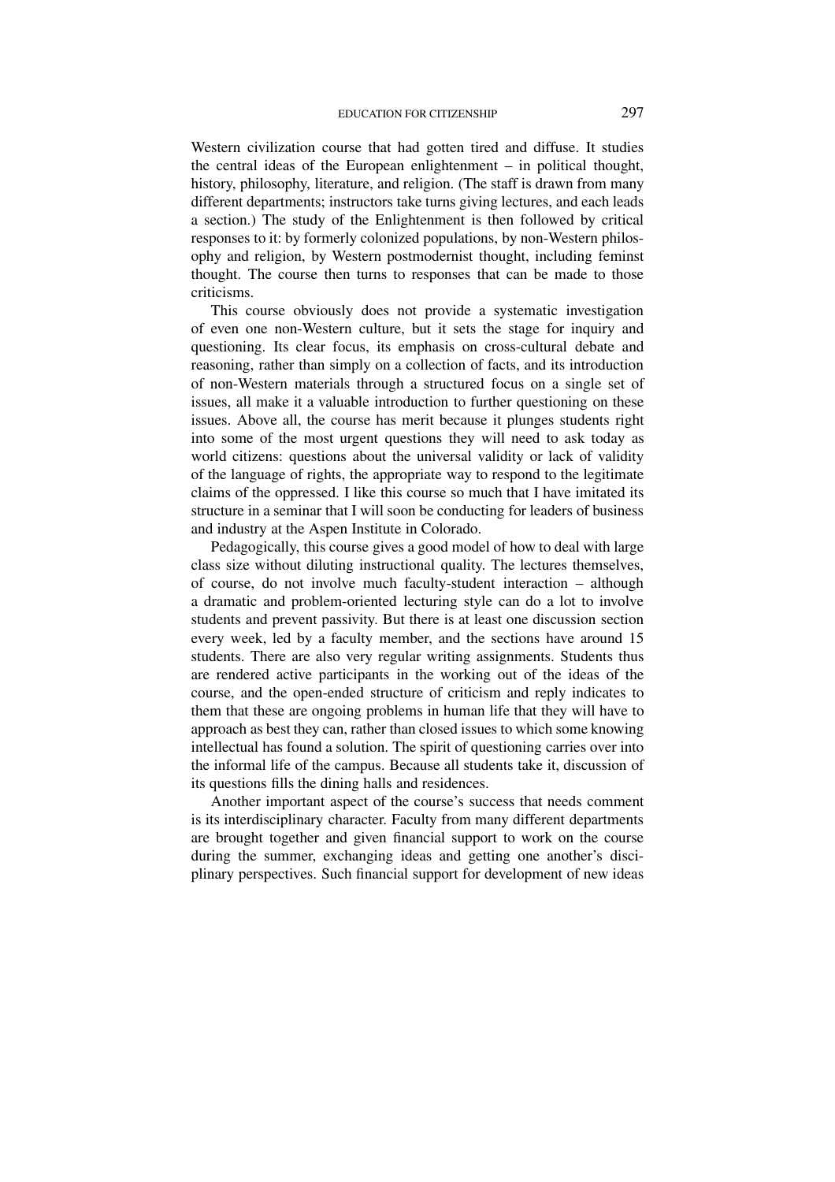Western civilization course that had gotten tired and diffuse. It studies the central ideas of the European enlightenment – in political thought, history, philosophy, literature, and religion. (The staff is drawn from many different departments; instructors take turns giving lectures, and each leads a section.) The study of the Enlightenment is then followed by critical responses to it: by formerly colonized populations, by non-Western philosophy and religion, by Western postmodernist thought, including feminst thought. The course then turns to responses that can be made to those criticisms.

This course obviously does not provide a systematic investigation of even one non-Western culture, but it sets the stage for inquiry and questioning. Its clear focus, its emphasis on cross-cultural debate and reasoning, rather than simply on a collection of facts, and its introduction of non-Western materials through a structured focus on a single set of issues, all make it a valuable introduction to further questioning on these issues. Above all, the course has merit because it plunges students right into some of the most urgent questions they will need to ask today as world citizens: questions about the universal validity or lack of validity of the language of rights, the appropriate way to respond to the legitimate claims of the oppressed. I like this course so much that I have imitated its structure in a seminar that I will soon be conducting for leaders of business and industry at the Aspen Institute in Colorado.

Pedagogically, this course gives a good model of how to deal with large class size without diluting instructional quality. The lectures themselves, of course, do not involve much faculty-student interaction – although a dramatic and problem-oriented lecturing style can do a lot to involve students and prevent passivity. But there is at least one discussion section every week, led by a faculty member, and the sections have around 15 students. There are also very regular writing assignments. Students thus are rendered active participants in the working out of the ideas of the course, and the open-ended structure of criticism and reply indicates to them that these are ongoing problems in human life that they will have to approach as best they can, rather than closed issues to which some knowing intellectual has found a solution. The spirit of questioning carries over into the informal life of the campus. Because all students take it, discussion of its questions fills the dining halls and residences.

Another important aspect of the course's success that needs comment is its interdisciplinary character. Faculty from many different departments are brought together and given financial support to work on the course during the summer, exchanging ideas and getting one another's disciplinary perspectives. Such financial support for development of new ideas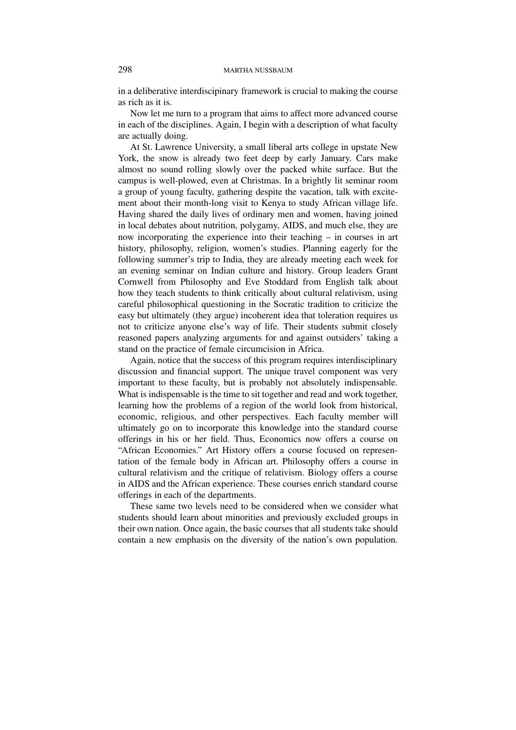in a deliberative interdiscipinary framework is crucial to making the course as rich as it is.

Now let me turn to a program that aims to affect more advanced course in each of the disciplines. Again, I begin with a description of what faculty are actually doing.

At St. Lawrence University, a small liberal arts college in upstate New York, the snow is already two feet deep by early January. Cars make almost no sound rolling slowly over the packed white surface. But the campus is well-plowed, even at Christmas. In a brightly lit seminar room a group of young faculty, gathering despite the vacation, talk with excitement about their month-long visit to Kenya to study African village life. Having shared the daily lives of ordinary men and women, having joined in local debates about nutrition, polygamy, AIDS, and much else, they are now incorporating the experience into their teaching – in courses in art history, philosophy, religion, women's studies. Planning eagerly for the following summer's trip to India, they are already meeting each week for an evening seminar on Indian culture and history. Group leaders Grant Cornwell from Philosophy and Eve Stoddard from English talk about how they teach students to think critically about cultural relativism, using careful philosophical questioning in the Socratic tradition to criticize the easy but ultimately (they argue) incoherent idea that toleration requires us not to criticize anyone else's way of life. Their students submit closely reasoned papers analyzing arguments for and against outsiders' taking a stand on the practice of female circumcision in Africa.

Again, notice that the success of this program requires interdisciplinary discussion and financial support. The unique travel component was very important to these faculty, but is probably not absolutely indispensable. What is indispensable is the time to sit together and read and work together, learning how the problems of a region of the world look from historical, economic, religious, and other perspectives. Each faculty member will ultimately go on to incorporate this knowledge into the standard course offerings in his or her field. Thus, Economics now offers a course on "African Economies." Art History offers a course focused on representation of the female body in African art. Philosophy offers a course in cultural relativism and the critique of relativism. Biology offers a course in AIDS and the African experience. These courses enrich standard course offerings in each of the departments.

These same two levels need to be considered when we consider what students should learn about minorities and previously excluded groups in their own nation. Once again, the basic courses that all students take should contain a new emphasis on the diversity of the nation's own population.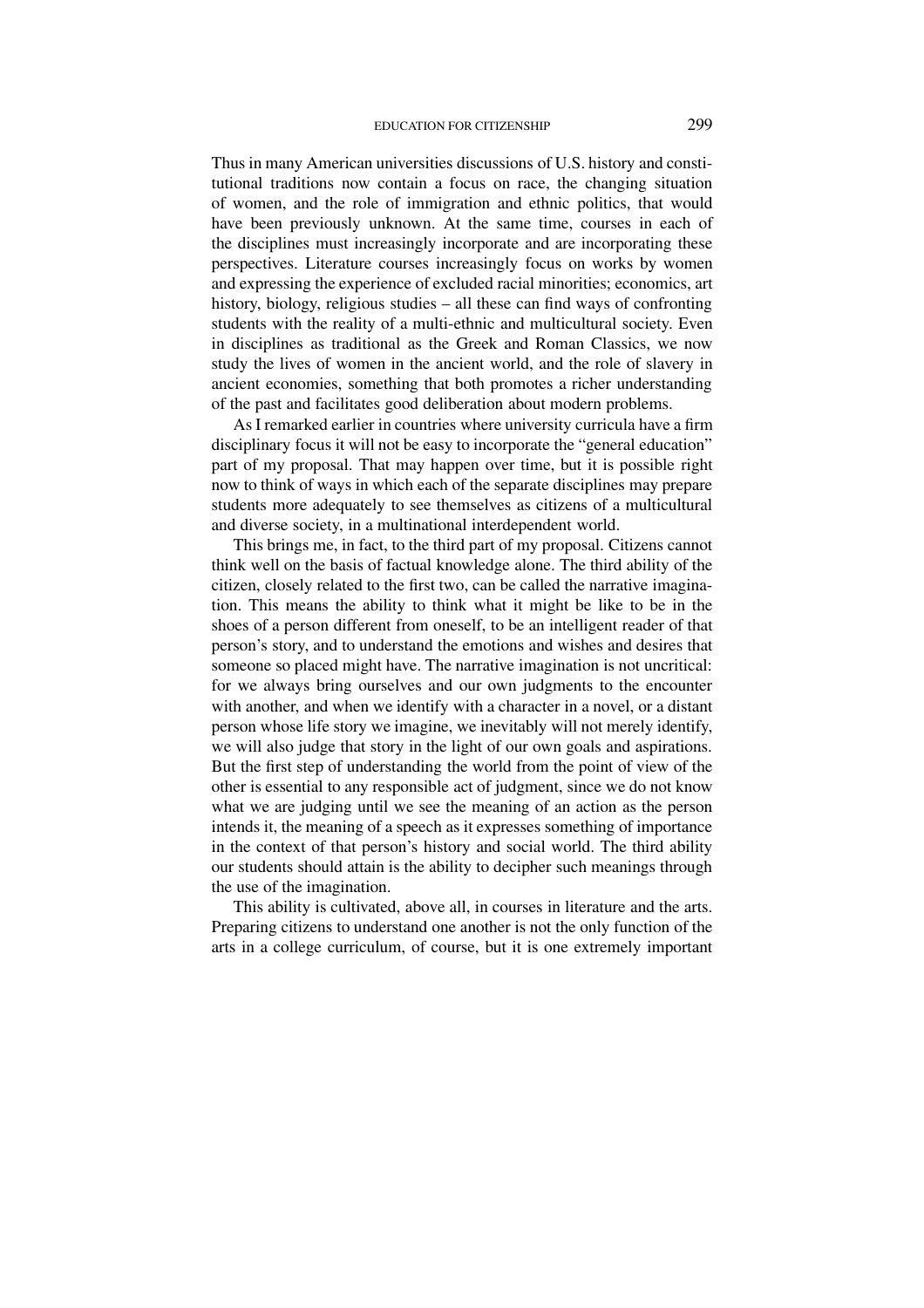Thus in many American universities discussions of U.S. history and constitutional traditions now contain a focus on race, the changing situation of women, and the role of immigration and ethnic politics, that would have been previously unknown. At the same time, courses in each of the disciplines must increasingly incorporate and are incorporating these perspectives. Literature courses increasingly focus on works by women and expressing the experience of excluded racial minorities; economics, art history, biology, religious studies – all these can find ways of confronting students with the reality of a multi-ethnic and multicultural society. Even in disciplines as traditional as the Greek and Roman Classics, we now study the lives of women in the ancient world, and the role of slavery in ancient economies, something that both promotes a richer understanding of the past and facilitates good deliberation about modern problems.

As I remarked earlier in countries where university curricula have a firm disciplinary focus it will not be easy to incorporate the "general education" part of my proposal. That may happen over time, but it is possible right now to think of ways in which each of the separate disciplines may prepare students more adequately to see themselves as citizens of a multicultural and diverse society, in a multinational interdependent world.

This brings me, in fact, to the third part of my proposal. Citizens cannot think well on the basis of factual knowledge alone. The third ability of the citizen, closely related to the first two, can be called the narrative imagination. This means the ability to think what it might be like to be in the shoes of a person different from oneself, to be an intelligent reader of that person's story, and to understand the emotions and wishes and desires that someone so placed might have. The narrative imagination is not uncritical: for we always bring ourselves and our own judgments to the encounter with another, and when we identify with a character in a novel, or a distant person whose life story we imagine, we inevitably will not merely identify, we will also judge that story in the light of our own goals and aspirations. But the first step of understanding the world from the point of view of the other is essential to any responsible act of judgment, since we do not know what we are judging until we see the meaning of an action as the person intends it, the meaning of a speech as it expresses something of importance in the context of that person's history and social world. The third ability our students should attain is the ability to decipher such meanings through the use of the imagination.

This ability is cultivated, above all, in courses in literature and the arts. Preparing citizens to understand one another is not the only function of the arts in a college curriculum, of course, but it is one extremely important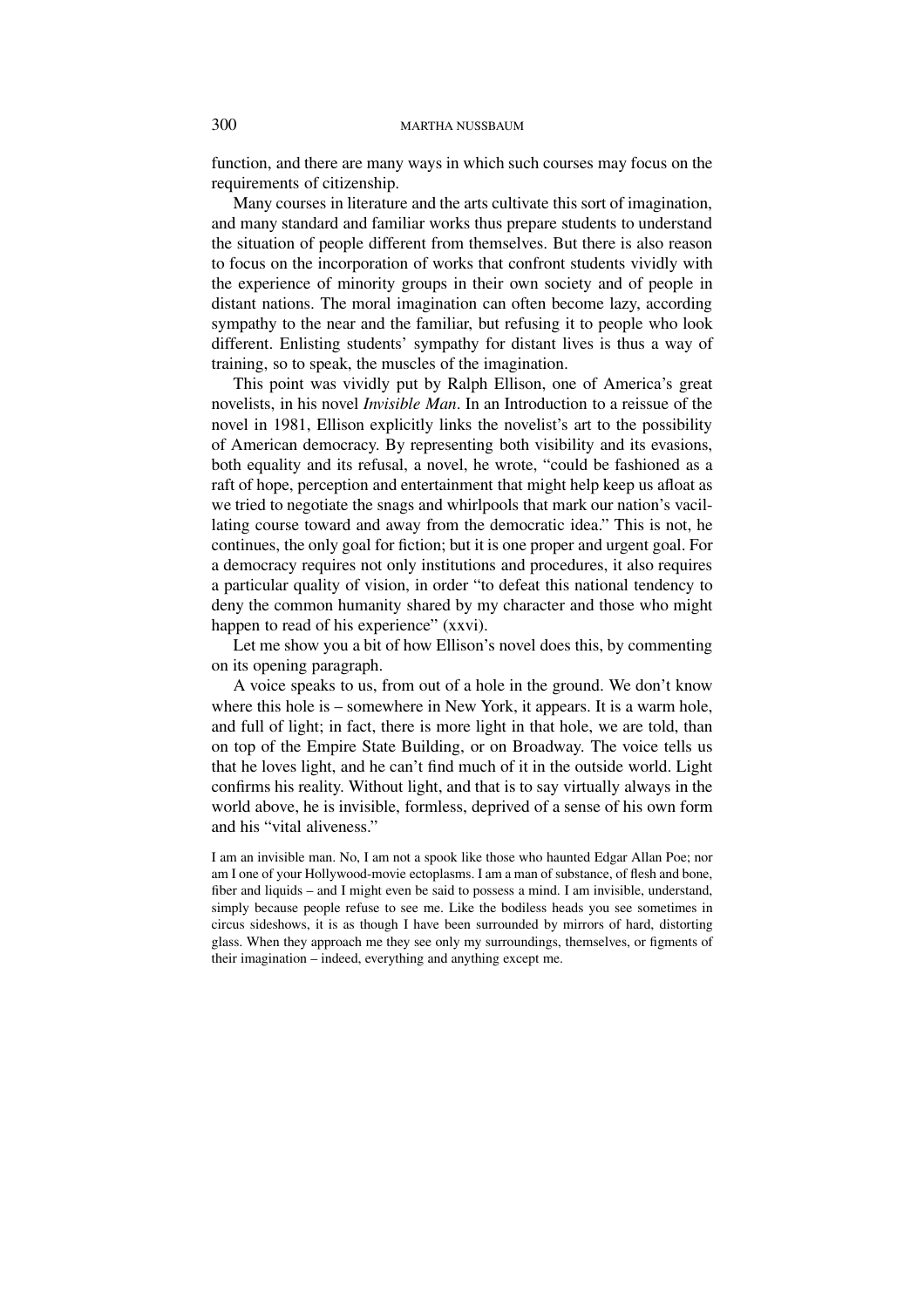function, and there are many ways in which such courses may focus on the requirements of citizenship.

Many courses in literature and the arts cultivate this sort of imagination, and many standard and familiar works thus prepare students to understand the situation of people different from themselves. But there is also reason to focus on the incorporation of works that confront students vividly with the experience of minority groups in their own society and of people in distant nations. The moral imagination can often become lazy, according sympathy to the near and the familiar, but refusing it to people who look different. Enlisting students' sympathy for distant lives is thus a way of training, so to speak, the muscles of the imagination.

This point was vividly put by Ralph Ellison, one of America's great novelists, in his novel *Invisible Man*. In an Introduction to a reissue of the novel in 1981, Ellison explicitly links the novelist's art to the possibility of American democracy. By representing both visibility and its evasions, both equality and its refusal, a novel, he wrote, "could be fashioned as a raft of hope, perception and entertainment that might help keep us afloat as we tried to negotiate the snags and whirlpools that mark our nation's vacillating course toward and away from the democratic idea." This is not, he continues, the only goal for fiction; but it is one proper and urgent goal. For a democracy requires not only institutions and procedures, it also requires a particular quality of vision, in order "to defeat this national tendency to deny the common humanity shared by my character and those who might happen to read of his experience" (xxvi).

Let me show you a bit of how Ellison's novel does this, by commenting on its opening paragraph.

A voice speaks to us, from out of a hole in the ground. We don't know where this hole is – somewhere in New York, it appears. It is a warm hole, and full of light; in fact, there is more light in that hole, we are told, than on top of the Empire State Building, or on Broadway. The voice tells us that he loves light, and he can't find much of it in the outside world. Light confirms his reality. Without light, and that is to say virtually always in the world above, he is invisible, formless, deprived of a sense of his own form and his "vital aliveness."

> I am an invisible man. No, I am not a spook like those who haunted Edgar Allan Poe; nor am I one of your Hollywood-movie ectoplasms. I am a man of substance, of flesh and bone, fiber and liquids – and I might even be said to possess a mind. I am invisible, understand, simply because people refuse to see me. Like the bodiless heads you see sometimes in circus sideshows, it is as though I have been surrounded by mirrors of hard, distorting glass. When they approach me they see only my surroundings, themselves, or figments of their imagination – indeed, everything and anything except me.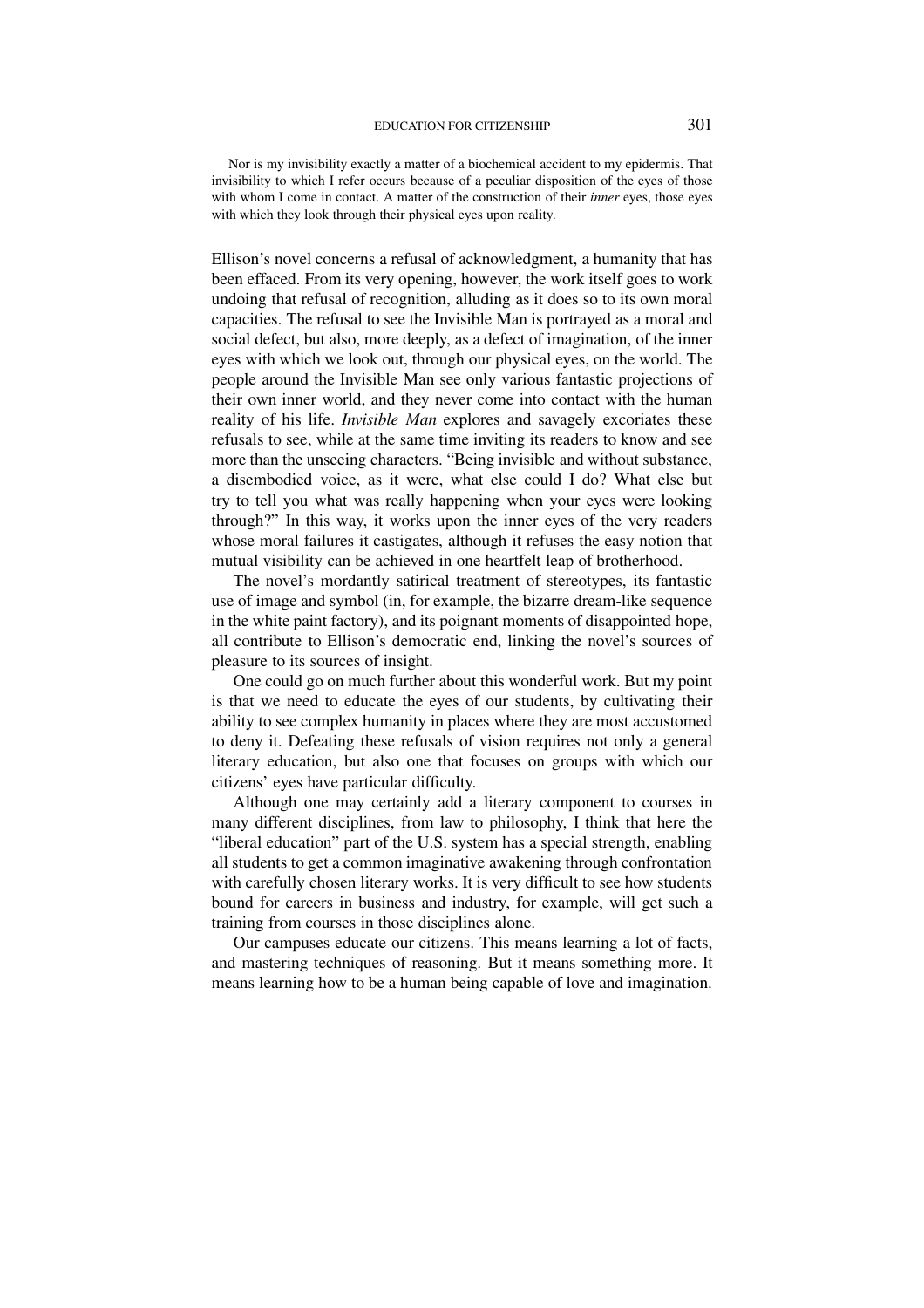> Nor is my invisibility exactly a matter of a biochemical accident to my epidermis. That invisibility to which I refer occurs because of a peculiar disposition of the eyes of those with whom I come in contact. A matter of the construction of their *inner* eyes, those eyes with which they look through their physical eyes upon reality.

Ellison's novel concerns a refusal of acknowledgment, a humanity that has been effaced. From its very opening, however, the work itself goes to work undoing that refusal of recognition, alluding as it does so to its own moral capacities. The refusal to see the Invisible Man is portrayed as a moral and social defect, but also, more deeply, as a defect of imagination, of the inner eyes with which we look out, through our physical eyes, on the world. The people around the Invisible Man see only various fantastic projections of their own inner world, and they never come into contact with the human reality of his life. *Invisible Man* explores and savagely excoriates these refusals to see, while at the same time inviting its readers to know and see more than the unseeing characters. "Being invisible and without substance, a disembodied voice, as it were, what else could I do? What else but try to tell you what was really happening when your eyes were looking through?" In this way, it works upon the inner eyes of the very readers whose moral failures it castigates, although it refuses the easy notion that mutual visibility can be achieved in one heartfelt leap of brotherhood.

The novel's mordantly satirical treatment of stereotypes, its fantastic use of image and symbol (in, for example, the bizarre dream-like sequence in the white paint factory), and its poignant moments of disappointed hope, all contribute to Ellison's democratic end, linking the novel's sources of pleasure to its sources of insight.

One could go on much further about this wonderful work. But my point is that we need to educate the eyes of our students, by cultivating their ability to see complex humanity in places where they are most accustomed to deny it. Defeating these refusals of vision requires not only a general literary education, but also one that focuses on groups with which our citizens' eyes have particular difficulty.

Although one may certainly add a literary component to courses in many different disciplines, from law to philosophy, I think that here the "liberal education" part of the U.S. system has a special strength, enabling all students to get a common imaginative awakening through confrontation with carefully chosen literary works. It is very difficult to see how students bound for careers in business and industry, for example, will get such a training from courses in those disciplines alone.

Our campuses educate our citizens. This means learning a lot of facts, and mastering techniques of reasoning. But it means something more. It means learning how to be a human being capable of love and imagination.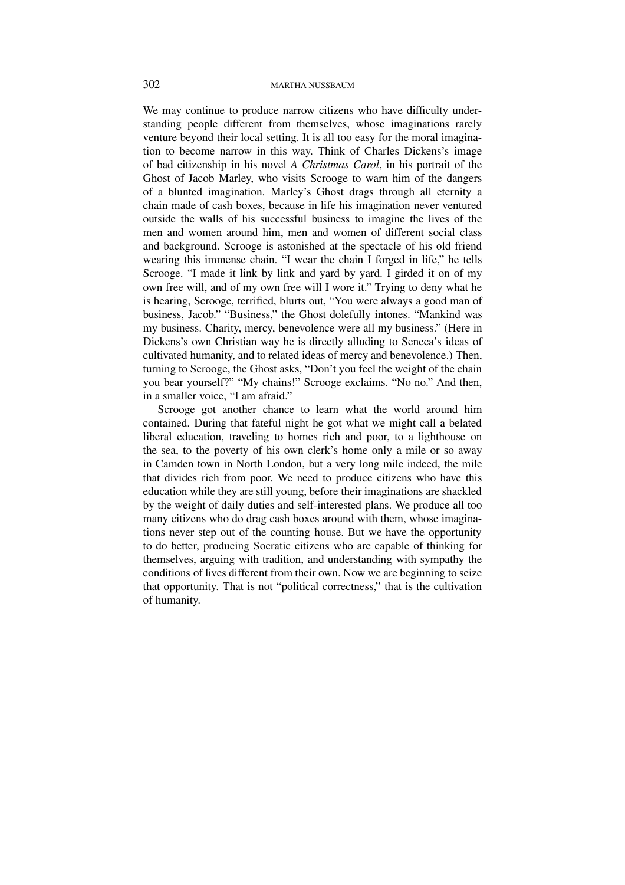We may continue to produce narrow citizens who have difficulty understanding people different from themselves, whose imaginations rarely venture beyond their local setting. It is all too easy for the moral imagination to become narrow in this way. Think of Charles Dickens's image of bad citizenship in his novel *A Christmas Carol*, in his portrait of the Ghost of Jacob Marley, who visits Scrooge to warn him of the dangers of a blunted imagination. Marley's Ghost drags through all eternity a chain made of cash boxes, because in life his imagination never ventured outside the walls of his successful business to imagine the lives of the men and women around him, men and women of different social class and background. Scrooge is astonished at the spectacle of his old friend wearing this immense chain. "I wear the chain I forged in life," he tells Scrooge. "I made it link by link and yard by yard. I girded it on of my own free will, and of my own free will I wore it." Trying to deny what he is hearing, Scrooge, terrified, blurts out, "You were always a good man of business, Jacob." "Business," the Ghost dolefully intones. "Mankind was my business. Charity, mercy, benevolence were all my business." (Here in Dickens's own Christian way he is directly alluding to Seneca's ideas of cultivated humanity, and to related ideas of mercy and benevolence.) Then, turning to Scrooge, the Ghost asks, "Don't you feel the weight of the chain you bear yourself?" "My chains!" Scrooge exclaims. "No no." And then, in a smaller voice, "I am afraid."

Scrooge got another chance to learn what the world around him contained. During that fateful night he got what we might call a belated liberal education, traveling to homes rich and poor, to a lighthouse on the sea, to the poverty of his own clerk's home only a mile or so away in Camden town in North London, but a very long mile indeed, the mile that divides rich from poor. We need to produce citizens who have this education while they are still young, before their imaginations are shackled by the weight of daily duties and self-interested plans. We produce all too many citizens who do drag cash boxes around with them, whose imaginations never step out of the counting house. But we have the opportunity to do better, producing Socratic citizens who are capable of thinking for themselves, arguing with tradition, and understanding with sympathy the conditions of lives different from their own. Now we are beginning to seize that opportunity. That is not "political correctness," that is the cultivation of humanity.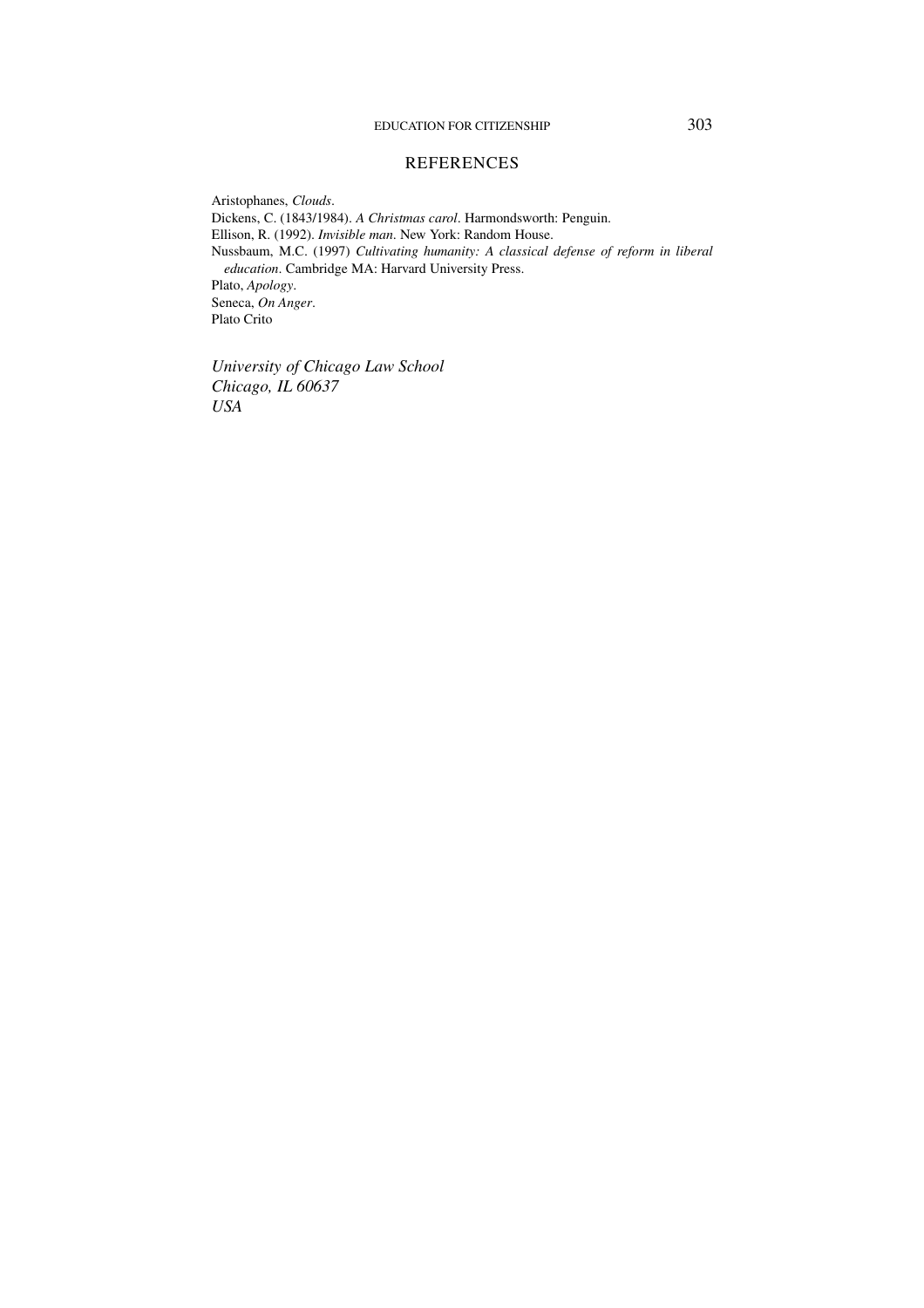## REFERENCES

Aristophanes, *Clouds*.

Dickens, C. (1843/1984). *A Christmas carol*. Harmondsworth: Penguin.

Ellison, R. (1992). *Invisible man*. New York: Random House.

Nussbaum, M.C. (1997) *Cultivating humanity: A classical defense of reform in liberal education*. Cambridge MA: Harvard University Press.

Plato, *Apology*.

Seneca, *On Anger*.

Plato Crito

*University of Chicago Law School*
*Chicago, IL 60637*
*USA*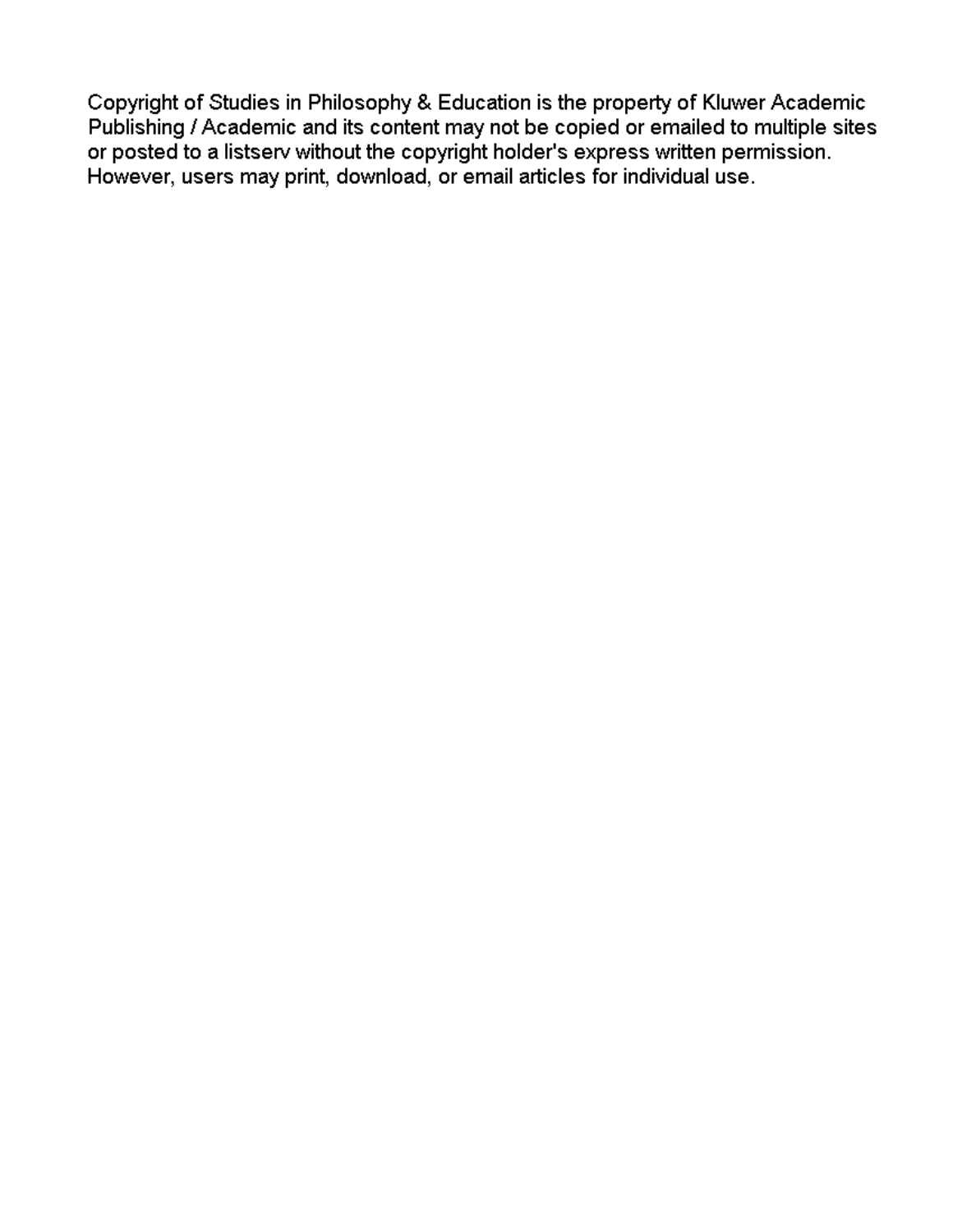Copyright of Studies in Philosophy & Education is the property of Kluwer Academic Publishing / Academic and its content may not be copied or emailed to multiple sites or posted to a listserv without the copyright holder's express written permission. However, users may print, download, or email articles for individual use.